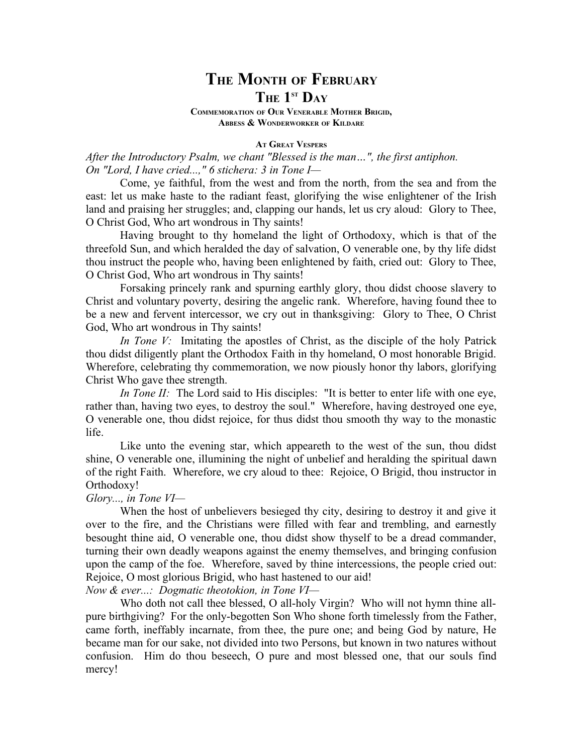# The Month of February

## The 1st Day

### Commemoration of Our Venerable Mother Brigid, Abbess & Wonderworker of Kildare

#### At Great Vespers

*After the Introductory Psalm, we chant "Blessed is the man…", the first antiphon.*
*On "Lord, I have cried...," 6 stichera: 3 in Tone I—*

Come, ye faithful, from the west and from the north, from the sea and from the east: let us make haste to the radiant feast, glorifying the wise enlightener of the Irish land and praising her struggles; and, clapping our hands, let us cry aloud: Glory to Thee, O Christ God, Who art wondrous in Thy saints!

Having brought to thy homeland the light of Orthodoxy, which is that of the threefold Sun, and which heralded the day of salvation, O venerable one, by thy life didst thou instruct the people who, having been enlightened by faith, cried out: Glory to Thee, O Christ God, Who art wondrous in Thy saints!

Forsaking princely rank and spurning earthly glory, thou didst choose slavery to Christ and voluntary poverty, desiring the angelic rank. Wherefore, having found thee to be a new and fervent intercessor, we cry out in thanksgiving: Glory to Thee, O Christ God, Who art wondrous in Thy saints!

*In Tone V:* Imitating the apostles of Christ, as the disciple of the holy Patrick thou didst diligently plant the Orthodox Faith in thy homeland, O most honorable Brigid. Wherefore, celebrating thy commemoration, we now piously honor thy labors, glorifying Christ Who gave thee strength.

*In Tone II:* The Lord said to His disciples: "It is better to enter life with one eye, rather than, having two eyes, to destroy the soul." Wherefore, having destroyed one eye, O venerable one, thou didst rejoice, for thus didst thou smooth thy way to the monastic life.

Like unto the evening star, which appeareth to the west of the sun, thou didst shine, O venerable one, illumining the night of unbelief and heralding the spiritual dawn of the right Faith. Wherefore, we cry aloud to thee: Rejoice, O Brigid, thou instructor in Orthodoxy!

*Glory..., in Tone VI—*

When the host of unbelievers besieged thy city, desiring to destroy it and give it over to the fire, and the Christians were filled with fear and trembling, and earnestly besought thine aid, O venerable one, thou didst show thyself to be a dread commander, turning their own deadly weapons against the enemy themselves, and bringing confusion upon the camp of the foe. Wherefore, saved by thine intercessions, the people cried out: Rejoice, O most glorious Brigid, who hast hastened to our aid!

*Now & ever...: Dogmatic theotokion, in Tone VI—*

Who doth not call thee blessed, O all-holy Virgin? Who will not hymn thine all-pure birthgiving? For the only-begotten Son Who shone forth timelessly from the Father, came forth, ineffably incarnate, from thee, the pure one; and being God by nature, He became man for our sake, not divided into two Persons, but known in two natures without confusion. Him do thou beseech, O pure and most blessed one, that our souls find mercy!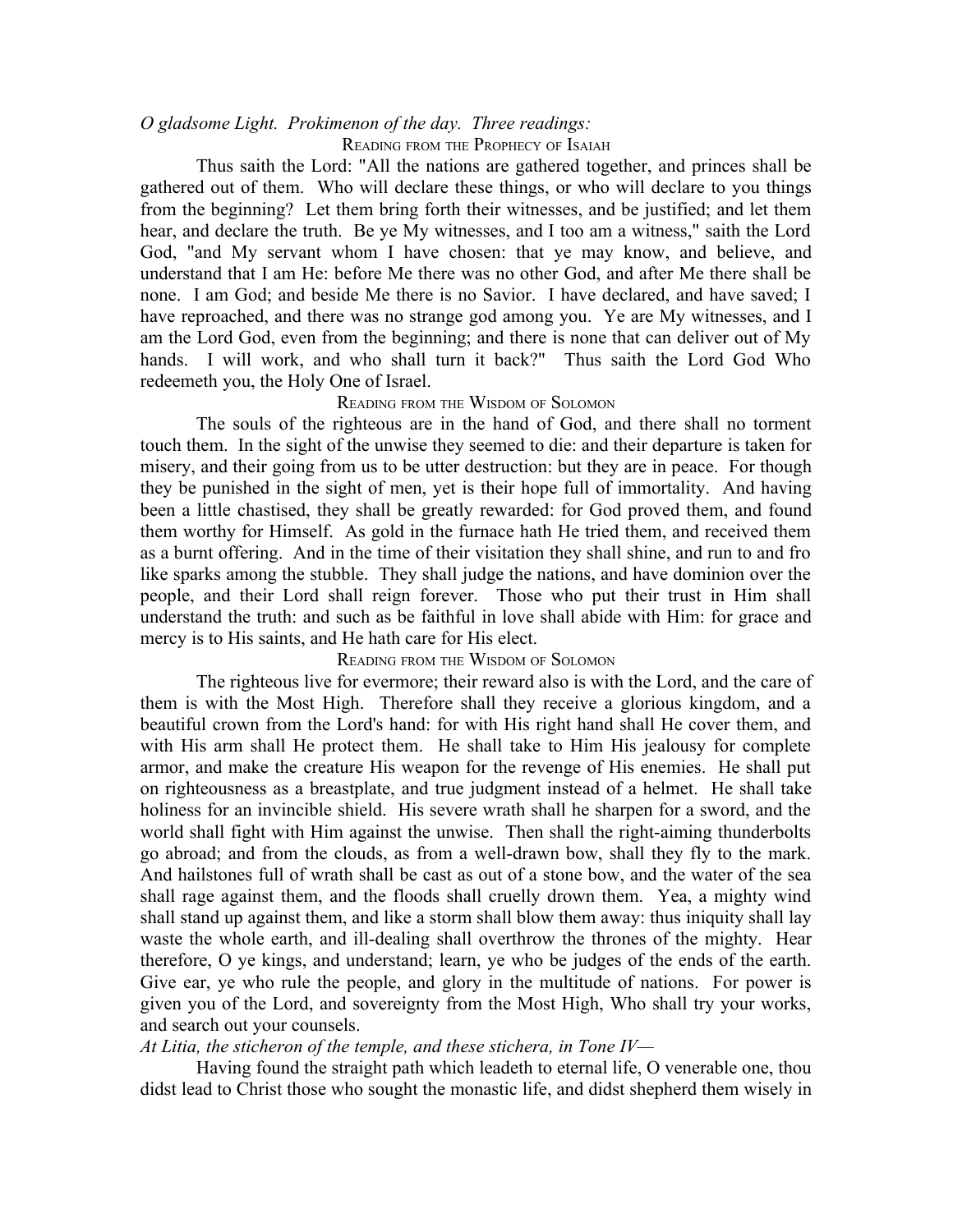*O gladsome Light. Prokimenon of the day. Three readings:*

### Reading from the Prophecy of Isaiah

Thus saith the Lord: "All the nations are gathered together, and princes shall be gathered out of them. Who will declare these things, or who will declare to you things from the beginning? Let them bring forth their witnesses, and be justified; and let them hear, and declare the truth. Be ye My witnesses, and I too am a witness," saith the Lord God, "and My servant whom I have chosen: that ye may know, and believe, and understand that I am He: before Me there was no other God, and after Me there shall be none. I am God; and beside Me there is no Savior. I have declared, and have saved; I have reproached, and there was no strange god among you. Ye are My witnesses, and I am the Lord God, even from the beginning; and there is none that can deliver out of My hands. I will work, and who shall turn it back?" Thus saith the Lord God Who redeemeth you, the Holy One of Israel.

### Reading from the Wisdom of Solomon

The souls of the righteous are in the hand of God, and there shall no torment touch them. In the sight of the unwise they seemed to die: and their departure is taken for misery, and their going from us to be utter destruction: but they are in peace. For though they be punished in the sight of men, yet is their hope full of immortality. And having been a little chastised, they shall be greatly rewarded: for God proved them, and found them worthy for Himself. As gold in the furnace hath He tried them, and received them as a burnt offering. And in the time of their visitation they shall shine, and run to and fro like sparks among the stubble. They shall judge the nations, and have dominion over the people, and their Lord shall reign forever. Those who put their trust in Him shall understand the truth: and such as be faithful in love shall abide with Him: for grace and mercy is to His saints, and He hath care for His elect.

### Reading from the Wisdom of Solomon

The righteous live for evermore; their reward also is with the Lord, and the care of them is with the Most High. Therefore shall they receive a glorious kingdom, and a beautiful crown from the Lord's hand: for with His right hand shall He cover them, and with His arm shall He protect them. He shall take to Him His jealousy for complete armor, and make the creature His weapon for the revenge of His enemies. He shall put on righteousness as a breastplate, and true judgment instead of a helmet. He shall take holiness for an invincible shield. His severe wrath shall he sharpen for a sword, and the world shall fight with Him against the unwise. Then shall the right-aiming thunderbolts go abroad; and from the clouds, as from a well-drawn bow, shall they fly to the mark. And hailstones full of wrath shall be cast as out of a stone bow, and the water of the sea shall rage against them, and the floods shall cruelly drown them. Yea, a mighty wind shall stand up against them, and like a storm shall blow them away: thus iniquity shall lay waste the whole earth, and ill-dealing shall overthrow the thrones of the mighty. Hear therefore, O ye kings, and understand; learn, ye who be judges of the ends of the earth. Give ear, ye who rule the people, and glory in the multitude of nations. For power is given you of the Lord, and sovereignty from the Most High, Who shall try your works, and search out your counsels.

*At Litia, the sticheron of the temple, and these stichera, in Tone IV—*

Having found the straight path which leadeth to eternal life, O venerable one, thou didst lead to Christ those who sought the monastic life, and didst shepherd them wisely in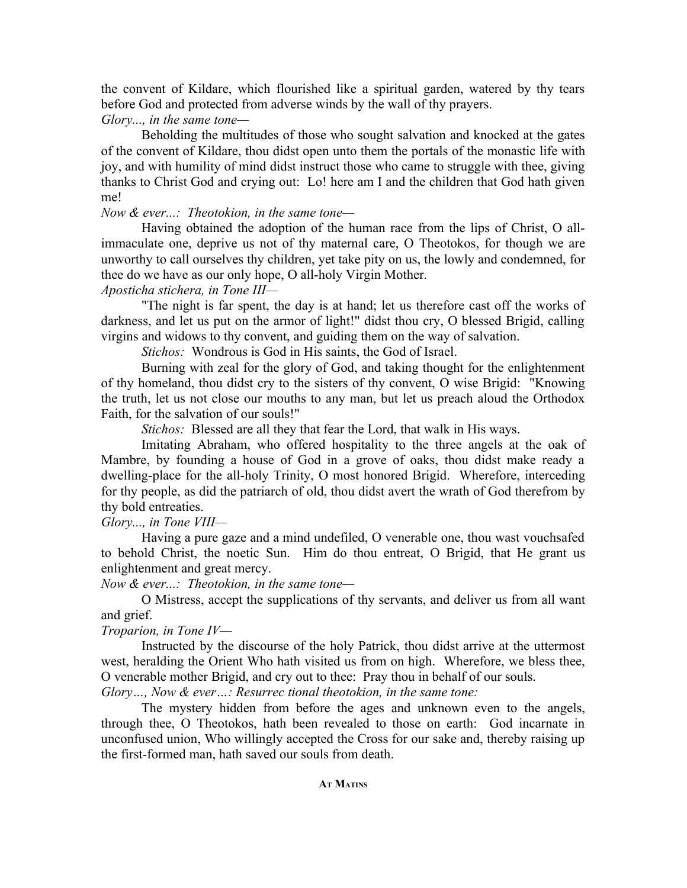the convent of Kildare, which flourished like a spiritual garden, watered by thy tears before God and protected from adverse winds by the wall of thy prayers.

*Glory..., in the same tone—*

Beholding the multitudes of those who sought salvation and knocked at the gates of the convent of Kildare, thou didst open unto them the portals of the monastic life with joy, and with humility of mind didst instruct those who came to struggle with thee, giving thanks to Christ God and crying out: Lo! here am I and the children that God hath given me!

*Now & ever...: Theotokion, in the same tone—*

Having obtained the adoption of the human race from the lips of Christ, O all-immaculate one, deprive us not of thy maternal care, O Theotokos, for though we are unworthy to call ourselves thy children, yet take pity on us, the lowly and condemned, for thee do we have as our only hope, O all-holy Virgin Mother.

*Aposticha stichera, in Tone III—*

"The night is far spent, the day is at hand; let us therefore cast off the works of darkness, and let us put on the armor of light!" didst thou cry, O blessed Brigid, calling virgins and widows to thy convent, and guiding them on the way of salvation.

*Stichos:* Wondrous is God in His saints, the God of Israel.

Burning with zeal for the glory of God, and taking thought for the enlightenment of thy homeland, thou didst cry to the sisters of thy convent, O wise Brigid: "Knowing the truth, let us not close our mouths to any man, but let us preach aloud the Orthodox Faith, for the salvation of our souls!"

*Stichos:* Blessed are all they that fear the Lord, that walk in His ways.

Imitating Abraham, who offered hospitality to the three angels at the oak of Mambre, by founding a house of God in a grove of oaks, thou didst make ready a dwelling-place for the all-holy Trinity, O most honored Brigid. Wherefore, interceding for thy people, as did the patriarch of old, thou didst avert the wrath of God therefrom by thy bold entreaties.

*Glory..., in Tone VIII—*

Having a pure gaze and a mind undefiled, O venerable one, thou wast vouchsafed to behold Christ, the noetic Sun. Him do thou entreat, O Brigid, that He grant us enlightenment and great mercy.

*Now & ever...: Theotokion, in the same tone—*

O Mistress, accept the supplications of thy servants, and deliver us from all want and grief.

*Troparion, in Tone IV—*

Instructed by the discourse of the holy Patrick, thou didst arrive at the uttermost west, heralding the Orient Who hath visited us from on high. Wherefore, we bless thee, O venerable mother Brigid, and cry out to thee: Pray thou in behalf of our souls.

*Glory…, Now & ever…: Resurrec tional theotokion, in the same tone:*

The mystery hidden from before the ages and unknown even to the angels, through thee, O Theotokos, hath been revealed to those on earth: God incarnate in unconfused union, Who willingly accepted the Cross for our sake and, thereby raising up the first-formed man, hath saved our souls from death.

## At Matins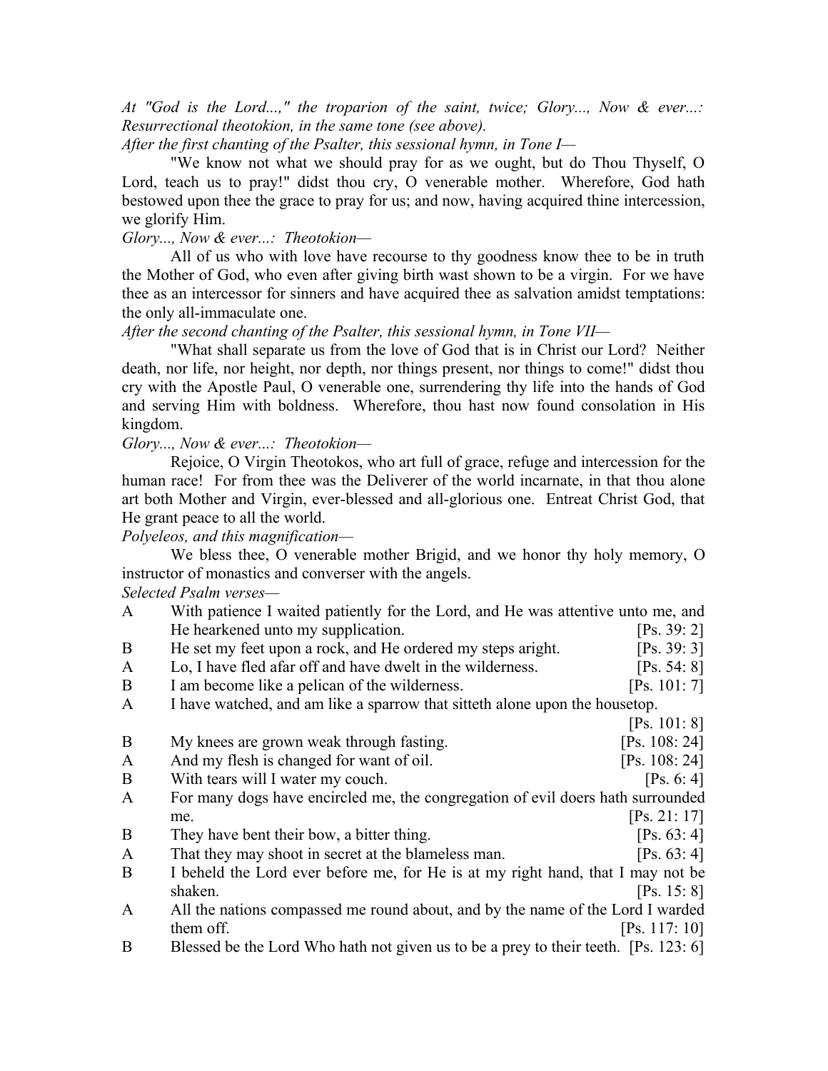*At "God is the Lord...," the troparion of the saint, twice; Glory..., Now & ever...: Resurrectional theotokion, in the same tone (see above).*

*After the first chanting of the Psalter, this sessional hymn, in Tone I—*

"We know not what we should pray for as we ought, but do Thou Thyself, O Lord, teach us to pray!" didst thou cry, O venerable mother. Wherefore, God hath bestowed upon thee the grace to pray for us; and now, having acquired thine intercession, we glorify Him.

*Glory..., Now & ever...: Theotokion—*

All of us who with love have recourse to thy goodness know thee to be in truth the Mother of God, who even after giving birth wast shown to be a virgin. For we have thee as an intercessor for sinners and have acquired thee as salvation amidst temptations: the only all-immaculate one.

*After the second chanting of the Psalter, this sessional hymn, in Tone VII—*

"What shall separate us from the love of God that is in Christ our Lord? Neither death, nor life, nor height, nor depth, nor things present, nor things to come!" didst thou cry with the Apostle Paul, O venerable one, surrendering thy life into the hands of God and serving Him with boldness. Wherefore, thou hast now found consolation in His kingdom.

*Glory..., Now & ever...: Theotokion—*

Rejoice, O Virgin Theotokos, who art full of grace, refuge and intercession for the human race! For from thee was the Deliverer of the world incarnate, in that thou alone art both Mother and Virgin, ever-blessed and all-glorious one. Entreat Christ God, that He grant peace to all the world.

*Polyeleos, and this magnification—*

We bless thee, O venerable mother Brigid, and we honor thy holy memory, O instructor of monastics and converser with the angels.

*Selected Psalm verses—*

A With patience I waited patiently for the Lord, and He was attentive unto me, and He hearkened unto my supplication. [Ps. 39: 2]

B He set my feet upon a rock, and He ordered my steps aright. [Ps. 39: 3]

A Lo, I have fled afar off and have dwelt in the wilderness. [Ps. 54: 8]

B I am become like a pelican of the wilderness. [Ps. 101: 7]

A I have watched, and am like a sparrow that sitteth alone upon the housetop. [Ps. 101: 8]

B My knees are grown weak through fasting. [Ps. 108: 24]

A And my flesh is changed for want of oil. [Ps. 108: 24]

B With tears will I water my couch. [Ps. 6: 4]

A For many dogs have encircled me, the congregation of evil doers hath surrounded me. [Ps. 21: 17]

B They have bent their bow, a bitter thing. [Ps. 63: 4]

A That they may shoot in secret at the blameless man. [Ps. 63: 4]

B I beheld the Lord ever before me, for He is at my right hand, that I may not be shaken. [Ps. 15: 8]

A All the nations compassed me round about, and by the name of the Lord I warded them off. [Ps. 117: 10]

B Blessed be the Lord Who hath not given us to be a prey to their teeth. [Ps. 123: 6]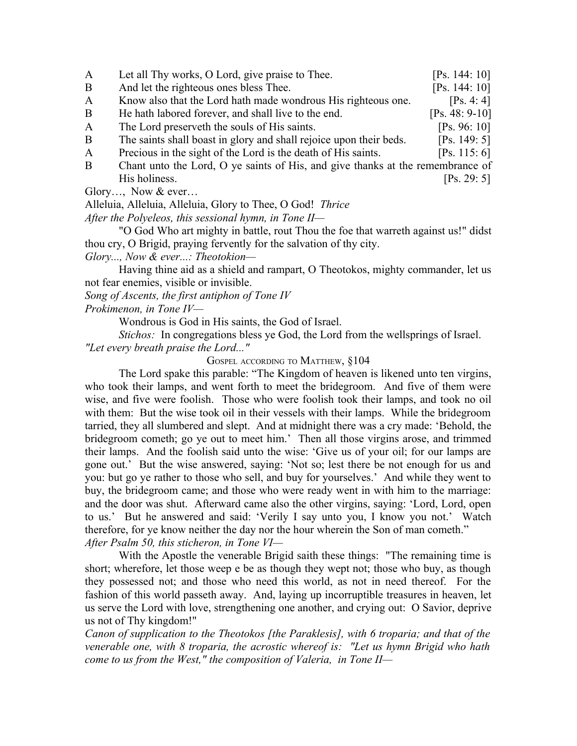| | | |
|---|---|---|
| A | Let all Thy works, O Lord, give praise to Thee. | [Ps. 144: 10] |
| B | And let the righteous ones bless Thee. | [Ps. 144: 10] |
| A | Know also that the Lord hath made wondrous His righteous one. | [Ps. 4: 4] |
| B | He hath labored forever, and shall live to the end. | [Ps. 48: 9-10] |
| A | The Lord preserveth the souls of His saints. | [Ps. 96: 10] |
| B | The saints shall boast in glory and shall rejoice upon their beds. | [Ps. 149: 5] |
| A | Precious in the sight of the Lord is the death of His saints. | [Ps. 115: 6] |
| B | Chant unto the Lord, O ye saints of His, and give thanks at the remembrance of His holiness. | [Ps. 29: 5] |

Glory…, Now & ever…

Alleluia, Alleluia, Alleluia, Glory to Thee, O God! *Thrice*

*After the Polyeleos, this sessional hymn, in Tone II—*

"O God Who art mighty in battle, rout Thou the foe that warreth against us!" didst thou cry, O Brigid, praying fervently for the salvation of thy city.

*Glory..., Now & ever...: Theotokion—*

Having thine aid as a shield and rampart, O Theotokos, mighty commander, let us not fear enemies, visible or invisible.

*Song of Ascents, the first antiphon of Tone IV*

*Prokimenon, in Tone IV—*

Wondrous is God in His saints, the God of Israel.

*Stichos:* In congregations bless ye God, the Lord from the wellsprings of Israel.

*"Let every breath praise the Lord..."*

GOSPEL ACCORDING TO MATTHEW, §104

The Lord spake this parable: "The Kingdom of heaven is likened unto ten virgins, who took their lamps, and went forth to meet the bridegroom. And five of them were wise, and five were foolish. Those who were foolish took their lamps, and took no oil with them: But the wise took oil in their vessels with their lamps. While the bridegroom tarried, they all slumbered and slept. And at midnight there was a cry made: 'Behold, the bridegroom cometh; go ye out to meet him.' Then all those virgins arose, and trimmed their lamps. And the foolish said unto the wise: 'Give us of your oil; for our lamps are gone out.' But the wise answered, saying: 'Not so; lest there be not enough for us and you: but go ye rather to those who sell, and buy for yourselves.' And while they went to buy, the bridegroom came; and those who were ready went in with him to the marriage: and the door was shut. Afterward came also the other virgins, saying: 'Lord, Lord, open to us.' But he answered and said: 'Verily I say unto you, I know you not.' Watch therefore, for ye know neither the day nor the hour wherein the Son of man cometh."

*After Psalm 50, this sticheron, in Tone VI—*

With the Apostle the venerable Brigid saith these things: "The remaining time is short; wherefore, let those weep e be as though they wept not; those who buy, as though they possessed not; and those who need this world, as not in need thereof. For the fashion of this world passeth away. And, laying up incorruptible treasures in heaven, let us serve the Lord with love, strengthening one another, and crying out: O Savior, deprive us not of Thy kingdom!"

*Canon of supplication to the Theotokos [the Paraklesis], with 6 troparia; and that of the venerable one, with 8 troparia, the acrostic whereof is: "Let us hymn Brigid who hath come to us from the West," the composition of Valeria, in Tone II—*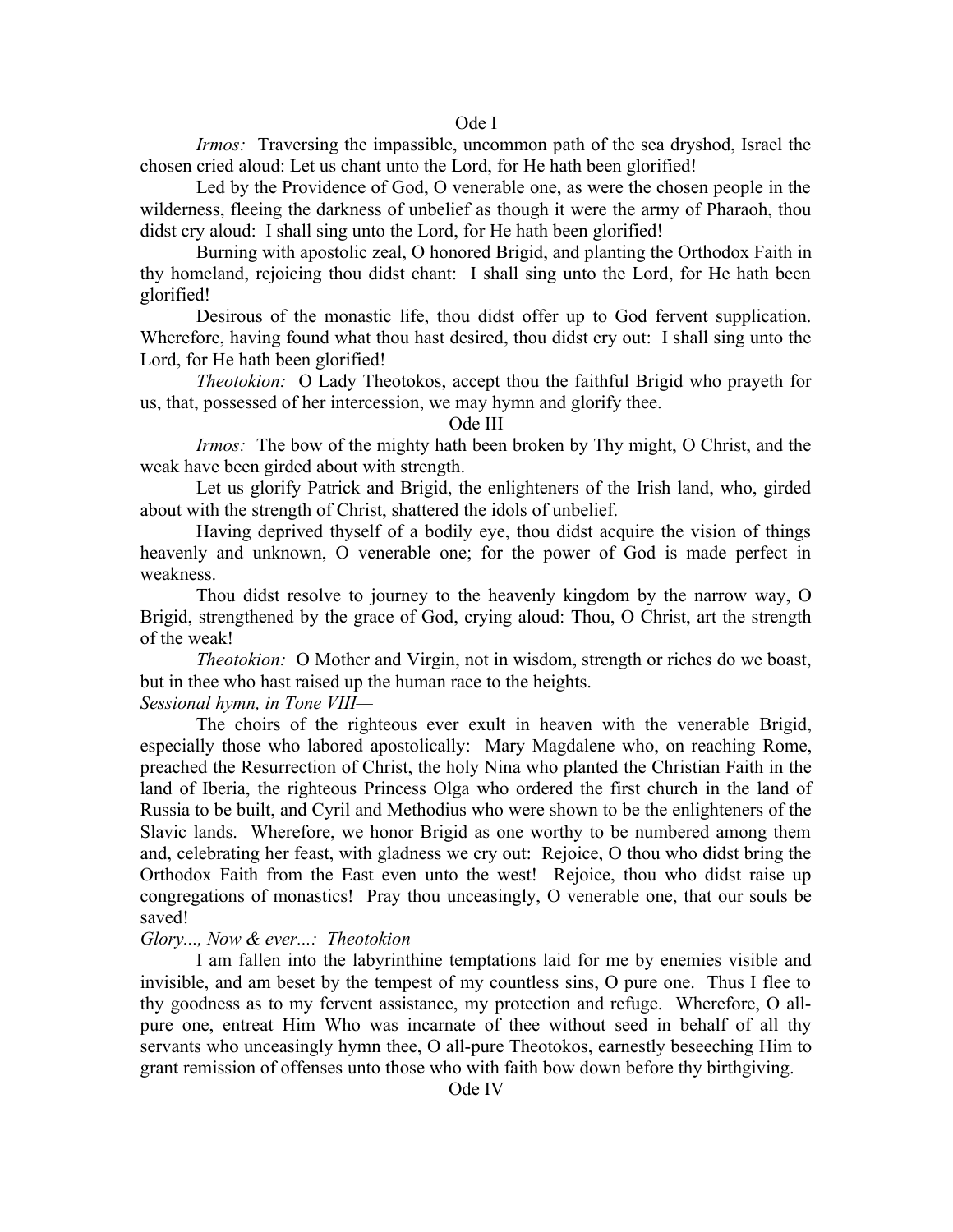## Ode I

*Irmos:* Traversing the impassible, uncommon path of the sea dryshod, Israel the chosen cried aloud: Let us chant unto the Lord, for He hath been glorified!

Led by the Providence of God, O venerable one, as were the chosen people in the wilderness, fleeing the darkness of unbelief as though it were the army of Pharaoh, thou didst cry aloud: I shall sing unto the Lord, for He hath been glorified!

Burning with apostolic zeal, O honored Brigid, and planting the Orthodox Faith in thy homeland, rejoicing thou didst chant: I shall sing unto the Lord, for He hath been glorified!

Desirous of the monastic life, thou didst offer up to God fervent supplication. Wherefore, having found what thou hast desired, thou didst cry out: I shall sing unto the Lord, for He hath been glorified!

*Theotokion:* O Lady Theotokos, accept thou the faithful Brigid who prayeth for us, that, possessed of her intercession, we may hymn and glorify thee.

## Ode III

*Irmos:* The bow of the mighty hath been broken by Thy might, O Christ, and the weak have been girded about with strength.

Let us glorify Patrick and Brigid, the enlighteners of the Irish land, who, girded about with the strength of Christ, shattered the idols of unbelief.

Having deprived thyself of a bodily eye, thou didst acquire the vision of things heavenly and unknown, O venerable one; for the power of God is made perfect in weakness.

Thou didst resolve to journey to the heavenly kingdom by the narrow way, O Brigid, strengthened by the grace of God, crying aloud: Thou, O Christ, art the strength of the weak!

*Theotokion:* O Mother and Virgin, not in wisdom, strength or riches do we boast, but in thee who hast raised up the human race to the heights.

*Sessional hymn, in Tone VIII—*

The choirs of the righteous ever exult in heaven with the venerable Brigid, especially those who labored apostolically: Mary Magdalene who, on reaching Rome, preached the Resurrection of Christ, the holy Nina who planted the Christian Faith in the land of Iberia, the righteous Princess Olga who ordered the first church in the land of Russia to be built, and Cyril and Methodius who were shown to be the enlighteners of the Slavic lands. Wherefore, we honor Brigid as one worthy to be numbered among them and, celebrating her feast, with gladness we cry out: Rejoice, O thou who didst bring the Orthodox Faith from the East even unto the west! Rejoice, thou who didst raise up congregations of monastics! Pray thou unceasingly, O venerable one, that our souls be saved!

*Glory..., Now & ever...: Theotokion—*

I am fallen into the labyrinthine temptations laid for me by enemies visible and invisible, and am beset by the tempest of my countless sins, O pure one. Thus I flee to thy goodness as to my fervent assistance, my protection and refuge. Wherefore, O all-pure one, entreat Him Who was incarnate of thee without seed in behalf of all thy servants who unceasingly hymn thee, O all-pure Theotokos, earnestly beseeching Him to grant remission of offenses unto those who with faith bow down before thy birthgiving.

## Ode IV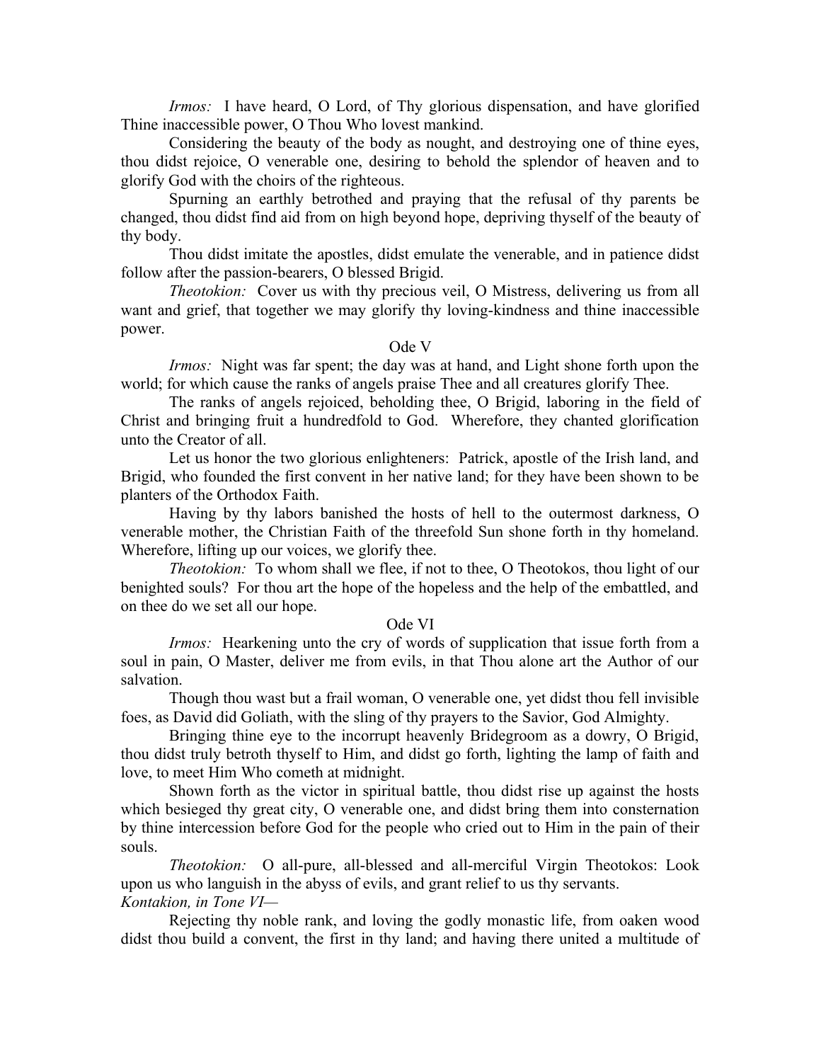*Irmos:* I have heard, O Lord, of Thy glorious dispensation, and have glorified Thine inaccessible power, O Thou Who lovest mankind.

Considering the beauty of the body as nought, and destroying one of thine eyes, thou didst rejoice, O venerable one, desiring to behold the splendor of heaven and to glorify God with the choirs of the righteous.

Spurning an earthly betrothed and praying that the refusal of thy parents be changed, thou didst find aid from on high beyond hope, depriving thyself of the beauty of thy body.

Thou didst imitate the apostles, didst emulate the venerable, and in patience didst follow after the passion-bearers, O blessed Brigid.

*Theotokion:* Cover us with thy precious veil, O Mistress, delivering us from all want and grief, that together we may glorify thy loving-kindness and thine inaccessible power.

Ode V

*Irmos:* Night was far spent; the day was at hand, and Light shone forth upon the world; for which cause the ranks of angels praise Thee and all creatures glorify Thee.

The ranks of angels rejoiced, beholding thee, O Brigid, laboring in the field of Christ and bringing fruit a hundredfold to God. Wherefore, they chanted glorification unto the Creator of all.

Let us honor the two glorious enlighteners: Patrick, apostle of the Irish land, and Brigid, who founded the first convent in her native land; for they have been shown to be planters of the Orthodox Faith.

Having by thy labors banished the hosts of hell to the outermost darkness, O venerable mother, the Christian Faith of the threefold Sun shone forth in thy homeland. Wherefore, lifting up our voices, we glorify thee.

*Theotokion:* To whom shall we flee, if not to thee, O Theotokos, thou light of our benighted souls? For thou art the hope of the hopeless and the help of the embattled, and on thee do we set all our hope.

Ode VI

*Irmos:* Hearkening unto the cry of words of supplication that issue forth from a soul in pain, O Master, deliver me from evils, in that Thou alone art the Author of our salvation.

Though thou wast but a frail woman, O venerable one, yet didst thou fell invisible foes, as David did Goliath, with the sling of thy prayers to the Savior, God Almighty.

Bringing thine eye to the incorrupt heavenly Bridegroom as a dowry, O Brigid, thou didst truly betroth thyself to Him, and didst go forth, lighting the lamp of faith and love, to meet Him Who cometh at midnight.

Shown forth as the victor in spiritual battle, thou didst rise up against the hosts which besieged thy great city, O venerable one, and didst bring them into consternation by thine intercession before God for the people who cried out to Him in the pain of their souls.

*Theotokion:* O all-pure, all-blessed and all-merciful Virgin Theotokos: Look upon us who languish in the abyss of evils, and grant relief to us thy servants.

*Kontakion, in Tone VI—*

Rejecting thy noble rank, and loving the godly monastic life, from oaken wood didst thou build a convent, the first in thy land; and having there united a multitude of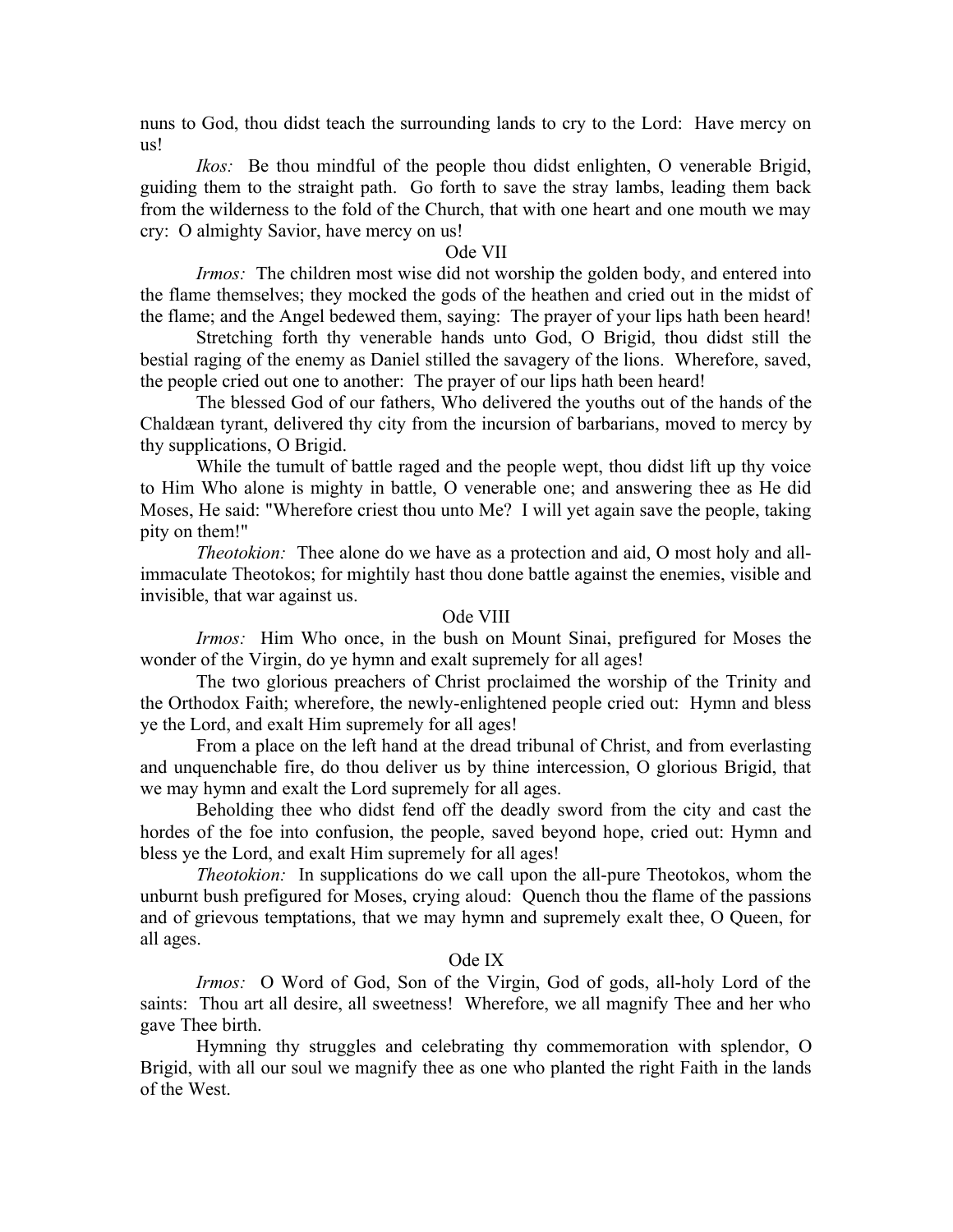nuns to God, thou didst teach the surrounding lands to cry to the Lord: Have mercy on us!

*Ikos:* Be thou mindful of the people thou didst enlighten, O venerable Brigid, guiding them to the straight path. Go forth to save the stray lambs, leading them back from the wilderness to the fold of the Church, that with one heart and one mouth we may cry: O almighty Savior, have mercy on us!

Ode VII

*Irmos:* The children most wise did not worship the golden body, and entered into the flame themselves; they mocked the gods of the heathen and cried out in the midst of the flame; and the Angel bedewed them, saying: The prayer of your lips hath been heard!

Stretching forth thy venerable hands unto God, O Brigid, thou didst still the bestial raging of the enemy as Daniel stilled the savagery of the lions. Wherefore, saved, the people cried out one to another: The prayer of our lips hath been heard!

The blessed God of our fathers, Who delivered the youths out of the hands of the Chaldæan tyrant, delivered thy city from the incursion of barbarians, moved to mercy by thy supplications, O Brigid.

While the tumult of battle raged and the people wept, thou didst lift up thy voice to Him Who alone is mighty in battle, O venerable one; and answering thee as He did Moses, He said: "Wherefore criest thou unto Me? I will yet again save the people, taking pity on them!"

*Theotokion:* Thee alone do we have as a protection and aid, O most holy and all-immaculate Theotokos; for mightily hast thou done battle against the enemies, visible and invisible, that war against us.

Ode VIII

*Irmos:* Him Who once, in the bush on Mount Sinai, prefigured for Moses the wonder of the Virgin, do ye hymn and exalt supremely for all ages!

The two glorious preachers of Christ proclaimed the worship of the Trinity and the Orthodox Faith; wherefore, the newly-enlightened people cried out: Hymn and bless ye the Lord, and exalt Him supremely for all ages!

From a place on the left hand at the dread tribunal of Christ, and from everlasting and unquenchable fire, do thou deliver us by thine intercession, O glorious Brigid, that we may hymn and exalt the Lord supremely for all ages.

Beholding thee who didst fend off the deadly sword from the city and cast the hordes of the foe into confusion, the people, saved beyond hope, cried out: Hymn and bless ye the Lord, and exalt Him supremely for all ages!

*Theotokion:* In supplications do we call upon the all-pure Theotokos, whom the unburnt bush prefigured for Moses, crying aloud: Quench thou the flame of the passions and of grievous temptations, that we may hymn and supremely exalt thee, O Queen, for all ages.

Ode IX

*Irmos:* O Word of God, Son of the Virgin, God of gods, all-holy Lord of the saints: Thou art all desire, all sweetness! Wherefore, we all magnify Thee and her who gave Thee birth.

Hymning thy struggles and celebrating thy commemoration with splendor, O Brigid, with all our soul we magnify thee as one who planted the right Faith in the lands of the West.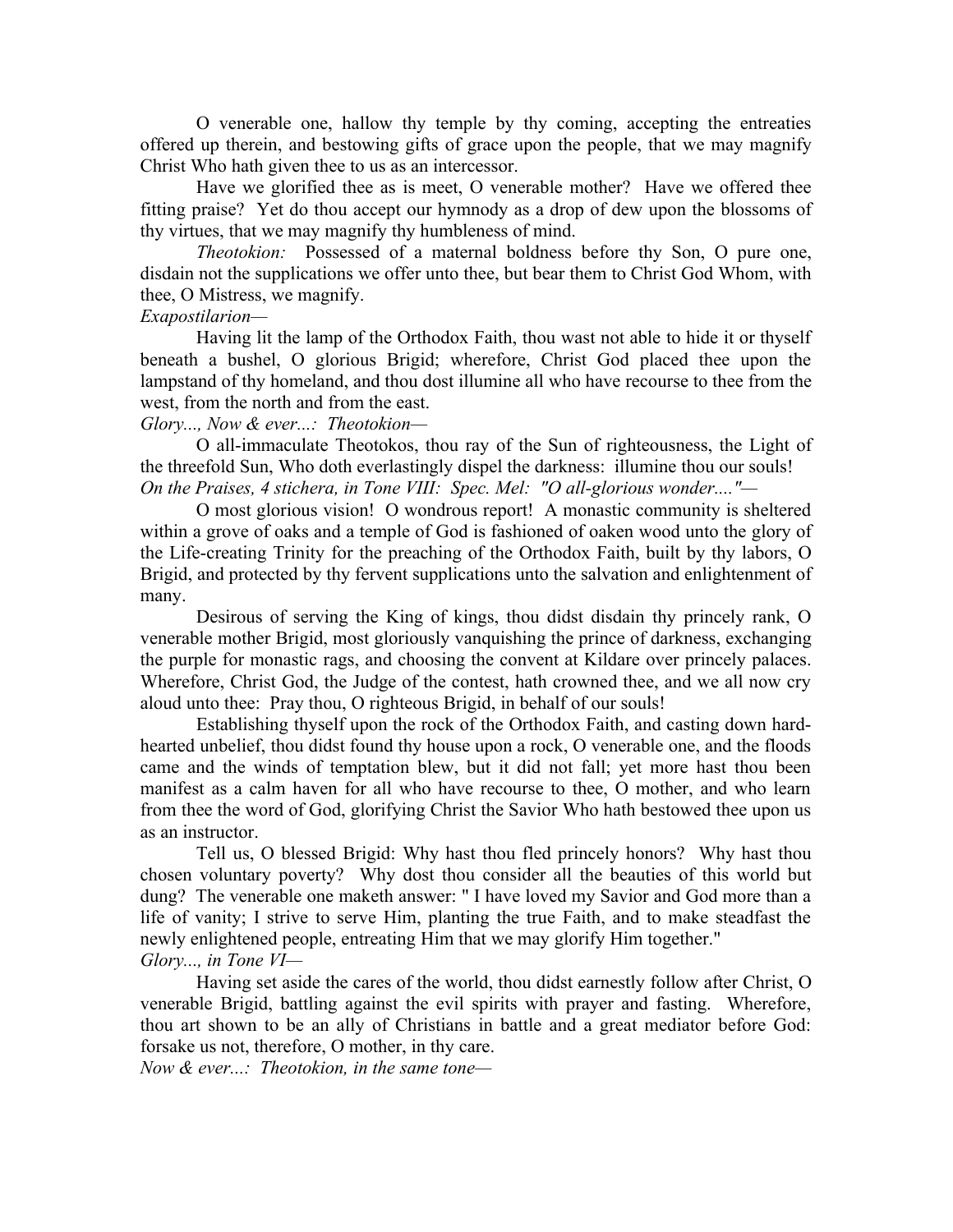O venerable one, hallow thy temple by thy coming, accepting the entreaties offered up therein, and bestowing gifts of grace upon the people, that we may magnify Christ Who hath given thee to us as an intercessor.

Have we glorified thee as is meet, O venerable mother? Have we offered thee fitting praise? Yet do thou accept our hymnody as a drop of dew upon the blossoms of thy virtues, that we may magnify thy humbleness of mind.

*Theotokion:* Possessed of a maternal boldness before thy Son, O pure one, disdain not the supplications we offer unto thee, but bear them to Christ God Whom, with thee, O Mistress, we magnify.

*Exapostilarion—*

Having lit the lamp of the Orthodox Faith, thou wast not able to hide it or thyself beneath a bushel, O glorious Brigid; wherefore, Christ God placed thee upon the lampstand of thy homeland, and thou dost illumine all who have recourse to thee from the west, from the north and from the east.

*Glory..., Now & ever...: Theotokion—*

O all-immaculate Theotokos, thou ray of the Sun of righteousness, the Light of the threefold Sun, Who doth everlastingly dispel the darkness: illumine thou our souls!

*On the Praises, 4 stichera, in Tone VIII: Spec. Mel: "O all-glorious wonder...."—*

O most glorious vision! O wondrous report! A monastic community is sheltered within a grove of oaks and a temple of God is fashioned of oaken wood unto the glory of the Life-creating Trinity for the preaching of the Orthodox Faith, built by thy labors, O Brigid, and protected by thy fervent supplications unto the salvation and enlightenment of many.

Desirous of serving the King of kings, thou didst disdain thy princely rank, O venerable mother Brigid, most gloriously vanquishing the prince of darkness, exchanging the purple for monastic rags, and choosing the convent at Kildare over princely palaces. Wherefore, Christ God, the Judge of the contest, hath crowned thee, and we all now cry aloud unto thee: Pray thou, O righteous Brigid, in behalf of our souls!

Establishing thyself upon the rock of the Orthodox Faith, and casting down hard-hearted unbelief, thou didst found thy house upon a rock, O venerable one, and the floods came and the winds of temptation blew, but it did not fall; yet more hast thou been manifest as a calm haven for all who have recourse to thee, O mother, and who learn from thee the word of God, glorifying Christ the Savior Who hath bestowed thee upon us as an instructor.

Tell us, O blessed Brigid: Why hast thou fled princely honors? Why hast thou chosen voluntary poverty? Why dost thou consider all the beauties of this world but dung? The venerable one maketh answer: " I have loved my Savior and God more than a life of vanity; I strive to serve Him, planting the true Faith, and to make steadfast the newly enlightened people, entreating Him that we may glorify Him together."

*Glory..., in Tone VI—*

Having set aside the cares of the world, thou didst earnestly follow after Christ, O venerable Brigid, battling against the evil spirits with prayer and fasting. Wherefore, thou art shown to be an ally of Christians in battle and a great mediator before God: forsake us not, therefore, O mother, in thy care.

*Now & ever...: Theotokion, in the same tone—*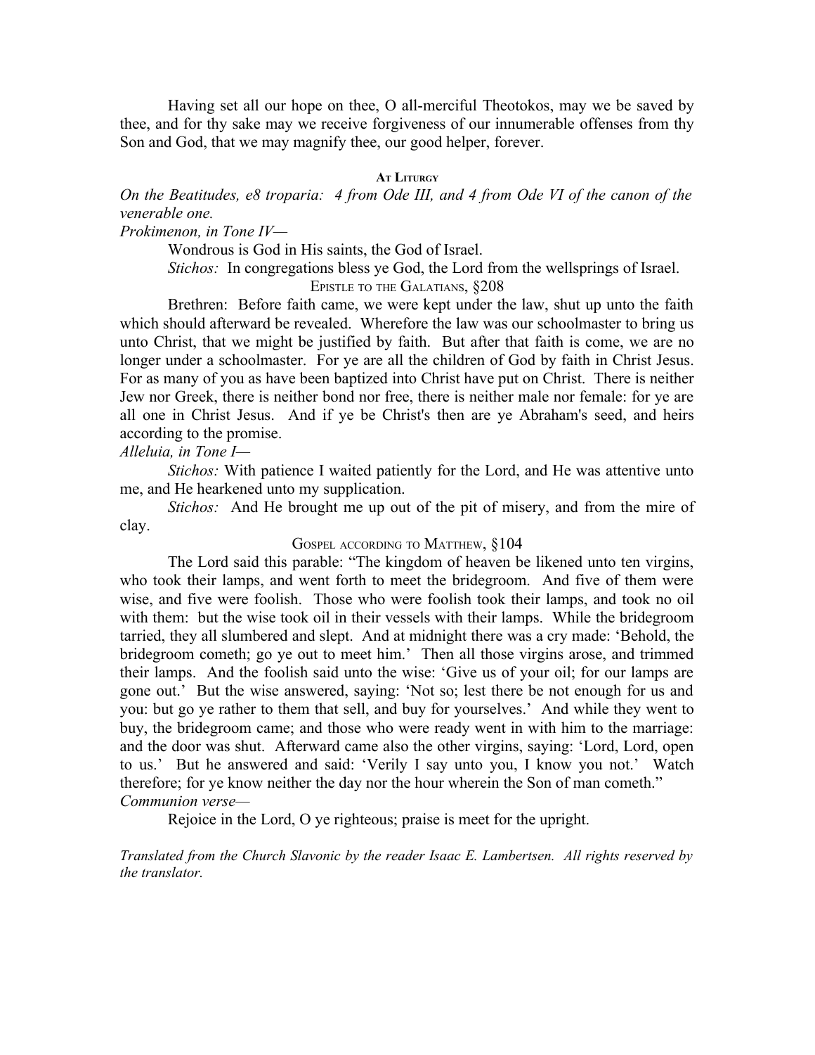Having set all our hope on thee, O all-merciful Theotokos, may we be saved by thee, and for thy sake may we receive forgiveness of our innumerable offenses from thy Son and God, that we may magnify thee, our good helper, forever.

### At Liturgy

*On the Beatitudes, e8 troparia: 4 from Ode III, and 4 from Ode VI of the canon of the venerable one.*

*Prokimenon, in Tone IV—*

Wondrous is God in His saints, the God of Israel.

*Stichos:* In congregations bless ye God, the Lord from the wellsprings of Israel.

Epistle to the Galatians, §208

Brethren: Before faith came, we were kept under the law, shut up unto the faith which should afterward be revealed. Wherefore the law was our schoolmaster to bring us unto Christ, that we might be justified by faith. But after that faith is come, we are no longer under a schoolmaster. For ye are all the children of God by faith in Christ Jesus. For as many of you as have been baptized into Christ have put on Christ. There is neither Jew nor Greek, there is neither bond nor free, there is neither male nor female: for ye are all one in Christ Jesus. And if ye be Christ's then are ye Abraham's seed, and heirs according to the promise.

*Alleluia, in Tone I—*

*Stichos:* With patience I waited patiently for the Lord, and He was attentive unto me, and He hearkened unto my supplication.

*Stichos:* And He brought me up out of the pit of misery, and from the mire of clay.

Gospel according to Matthew, §104

The Lord said this parable: "The kingdom of heaven be likened unto ten virgins, who took their lamps, and went forth to meet the bridegroom. And five of them were wise, and five were foolish. Those who were foolish took their lamps, and took no oil with them: but the wise took oil in their vessels with their lamps. While the bridegroom tarried, they all slumbered and slept. And at midnight there was a cry made: 'Behold, the bridegroom cometh; go ye out to meet him.' Then all those virgins arose, and trimmed their lamps. And the foolish said unto the wise: 'Give us of your oil; for our lamps are gone out.' But the wise answered, saying: 'Not so; lest there be not enough for us and you: but go ye rather to them that sell, and buy for yourselves.' And while they went to buy, the bridegroom came; and those who were ready went in with him to the marriage: and the door was shut. Afterward came also the other virgins, saying: 'Lord, Lord, open to us.' But he answered and said: 'Verily I say unto you, I know you not.' Watch therefore; for ye know neither the day nor the hour wherein the Son of man cometh."

*Communion verse—*

Rejoice in the Lord, O ye righteous; praise is meet for the upright.

*Translated from the Church Slavonic by the reader Isaac E. Lambertsen. All rights reserved by the translator.*